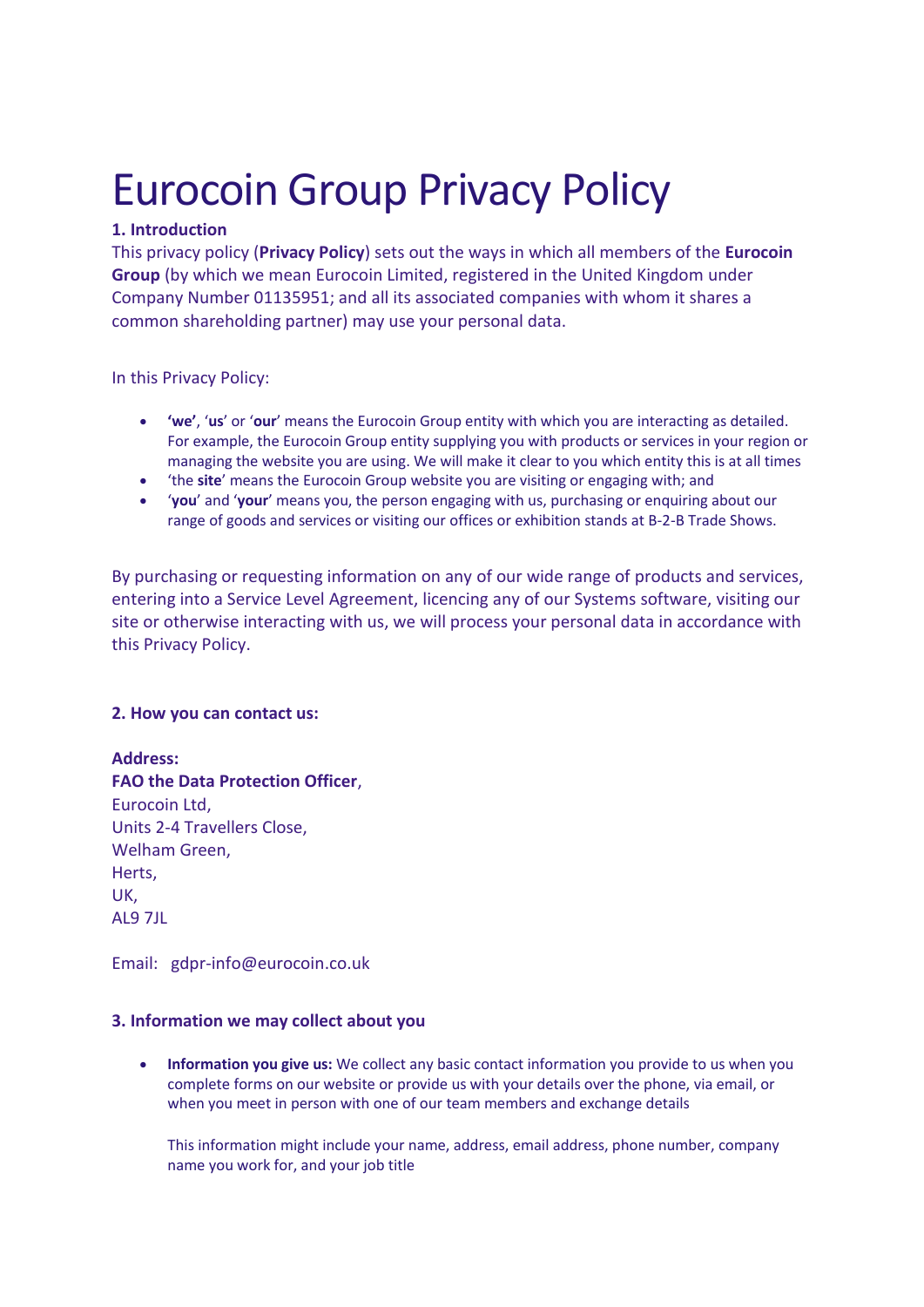# Eurocoin Group Privacy Policy

**1. Introduction**

This privacy policy (**Privacy Policy**) sets out the ways in which all members of the **Eurocoin Group** (by which we mean Eurocoin Limited, registered in the United Kingdom under Company Number 01135951; and all its associated companies with whom it shares a common shareholding partner) may use your personal data.

In this Privacy Policy:

- **'we'**, '**us**' or '**our**' means the Eurocoin Group entity with which you are interacting as detailed. For example, the Eurocoin Group entity supplying you with products or services in your region or managing the website you are using. We will make it clear to you which entity this is at all times
- 'the **site**' means the Eurocoin Group website you are visiting or engaging with; and
- '**you**' and '**your**' means you, the person engaging with us, purchasing or enquiring about our range of goods and services or visiting our offices or exhibition stands at B-2-B Trade Shows.

By purchasing or requesting information on any of our wide range of products and services, entering into a Service Level Agreement, licencing any of our Systems software, visiting our site or otherwise interacting with us, we will process your personal data in accordance with this Privacy Policy.

**2. How you can contact us:**

**Address:**
**FAO the Data Protection Officer**,
Eurocoin Ltd,
Units 2-4 Travellers Close,
Welham Green,
Herts,
UK,
AL9 7JL

Email: gdpr-info@eurocoin.co.uk

**3. Information we may collect about you**

- **Information you give us:** We collect any basic contact information you provide to us when you complete forms on our website or provide us with your details over the phone, via email, or when you meet in person with one of our team members and exchange details

  This information might include your name, address, email address, phone number, company name you work for, and your job title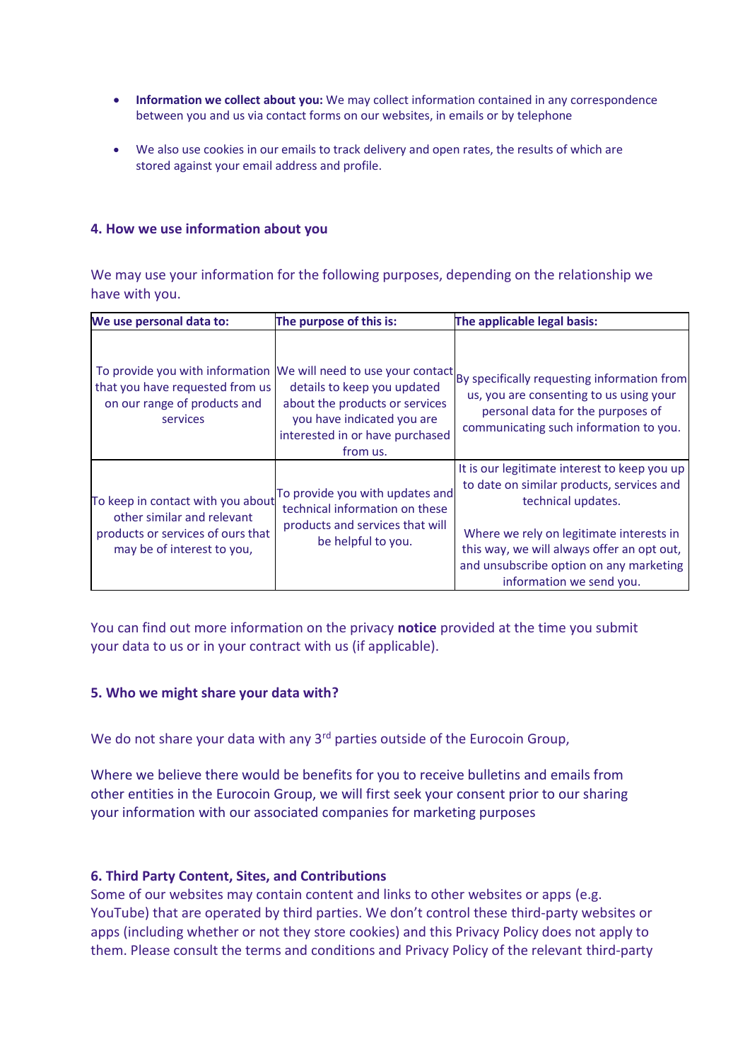- **Information we collect about you:** We may collect information contained in any correspondence between you and us via contact forms on our websites, in emails or by telephone

- We also use cookies in our emails to track delivery and open rates, the results of which are stored against your email address and profile.

### 4. How we use information about you

We may use your information for the following purposes, depending on the relationship we have with you.

| We use personal data to: | The purpose of this is: | The applicable legal basis: |
|---|---|---|
| To provide you with information that you have requested from us on our range of products and services | We will need to use your contact details to keep you updated about the products or services you have indicated you are interested in or have purchased from us. | By specifically requesting information from us, you are consenting to us using your personal data for the purposes of communicating such information to you. |
| To keep in contact with you about other similar and relevant products or services of ours that may be of interest to you, | To provide you with updates and technical information on these products and services that will be helpful to you. | It is our legitimate interest to keep you up to date on similar products, services and technical updates.<br><br>Where we rely on legitimate interests in this way, we will always offer an opt out, and unsubscribe option on any marketing information we send you. |

You can find out more information on the privacy **notice** provided at the time you submit your data to us or in your contract with us (if applicable).

### 5. Who we might share your data with?

We do not share your data with any 3rd parties outside of the Eurocoin Group,

Where we believe there would be benefits for you to receive bulletins and emails from other entities in the Eurocoin Group, we will first seek your consent prior to our sharing your information with our associated companies for marketing purposes

### 6. Third Party Content, Sites, and Contributions

Some of our websites may contain content and links to other websites or apps (e.g. YouTube) that are operated by third parties. We don't control these third-party websites or apps (including whether or not they store cookies) and this Privacy Policy does not apply to them. Please consult the terms and conditions and Privacy Policy of the relevant third-party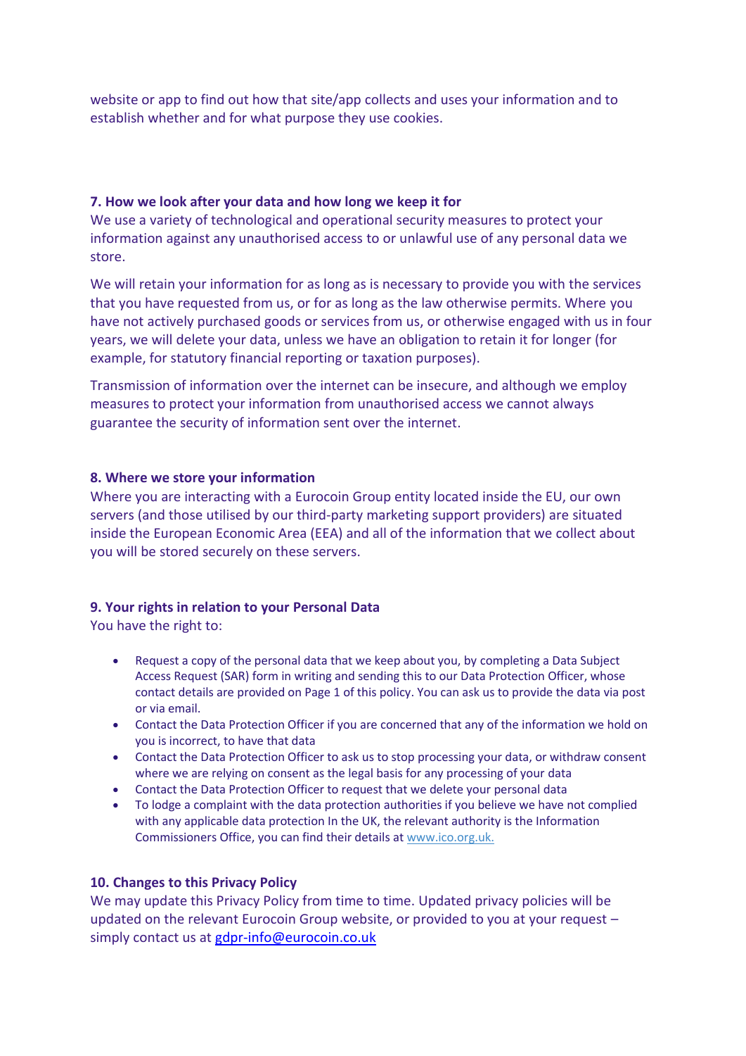website or app to find out how that site/app collects and uses your information and to establish whether and for what purpose they use cookies.

## 7. How we look after your data and how long we keep it for

We use a variety of technological and operational security measures to protect your information against any unauthorised access to or unlawful use of any personal data we store.

We will retain your information for as long as is necessary to provide you with the services that you have requested from us, or for as long as the law otherwise permits. Where you have not actively purchased goods or services from us, or otherwise engaged with us in four years, we will delete your data, unless we have an obligation to retain it for longer (for example, for statutory financial reporting or taxation purposes).

Transmission of information over the internet can be insecure, and although we employ measures to protect your information from unauthorised access we cannot always guarantee the security of information sent over the internet.

## 8. Where we store your information

Where you are interacting with a Eurocoin Group entity located inside the EU, our own servers (and those utilised by our third-party marketing support providers) are situated inside the European Economic Area (EEA) and all of the information that we collect about you will be stored securely on these servers.

## 9. Your rights in relation to your Personal Data

You have the right to:

- Request a copy of the personal data that we keep about you, by completing a Data Subject Access Request (SAR) form in writing and sending this to our Data Protection Officer, whose contact details are provided on Page 1 of this policy. You can ask us to provide the data via post or via email.
- Contact the Data Protection Officer if you are concerned that any of the information we hold on you is incorrect, to have that data
- Contact the Data Protection Officer to ask us to stop processing your data, or withdraw consent where we are relying on consent as the legal basis for any processing of your data
- Contact the Data Protection Officer to request that we delete your personal data
- To lodge a complaint with the data protection authorities if you believe we have not complied with any applicable data protection In the UK, the relevant authority is the Information Commissioners Office, you can find their details at www.ico.org.uk.

## 10. Changes to this Privacy Policy

We may update this Privacy Policy from time to time. Updated privacy policies will be updated on the relevant Eurocoin Group website, or provided to you at your request – simply contact us at gdpr-info@eurocoin.co.uk